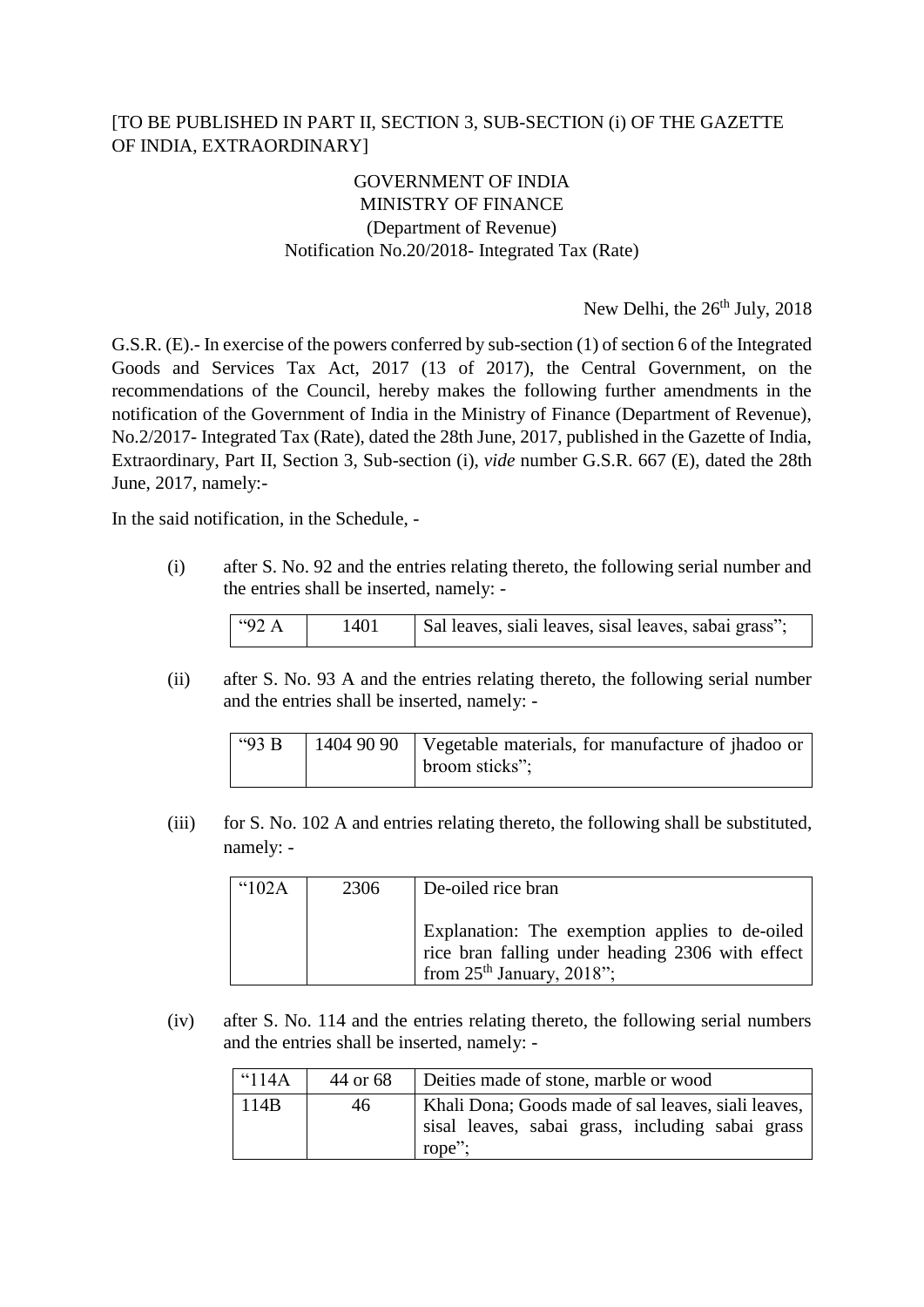[TO BE PUBLISHED IN PART II, SECTION 3, SUB-SECTION (i) OF THE GAZETTE OF INDIA, EXTRAORDINARY]

GOVERNMENT OF INDIA
MINISTRY OF FINANCE
(Department of Revenue)
Notification No.20/2018- Integrated Tax (Rate)

New Delhi, the 26th July, 2018

G.S.R. (E).- In exercise of the powers conferred by sub-section (1) of section 6 of the Integrated Goods and Services Tax Act, 2017 (13 of 2017), the Central Government, on the recommendations of the Council, hereby makes the following further amendments in the notification of the Government of India in the Ministry of Finance (Department of Revenue), No.2/2017- Integrated Tax (Rate), dated the 28th June, 2017, published in the Gazette of India, Extraordinary, Part II, Section 3, Sub-section (i), *vide* number G.S.R. 667 (E), dated the 28th June, 2017, namely:-

In the said notification, in the Schedule, -

(i) after S. No. 92 and the entries relating thereto, the following serial number and the entries shall be inserted, namely: -

| "92 A | 1401 | Sal leaves, siali leaves, sisal leaves, sabai grass"; |
|---|---|---|

(ii) after S. No. 93 A and the entries relating thereto, the following serial number and the entries shall be inserted, namely: -

| "93 B | 1404 90 90 | Vegetable materials, for manufacture of jhadoo or broom sticks"; |
|---|---|---|

(iii) for S. No. 102 A and entries relating thereto, the following shall be substituted, namely: -

| "102A | 2306 | De-oiled rice bran<br><br>Explanation: The exemption applies to de-oiled rice bran falling under heading 2306 with effect from 25th January, 2018"; |
|---|---|---|

(iv) after S. No. 114 and the entries relating thereto, the following serial numbers and the entries shall be inserted, namely: -

| "114A | 44 or 68 | Deities made of stone, marble or wood |
|---|---|---|
| 114B | 46 | Khali Dona; Goods made of sal leaves, siali leaves, sisal leaves, sabai grass, including sabai grass rope"; |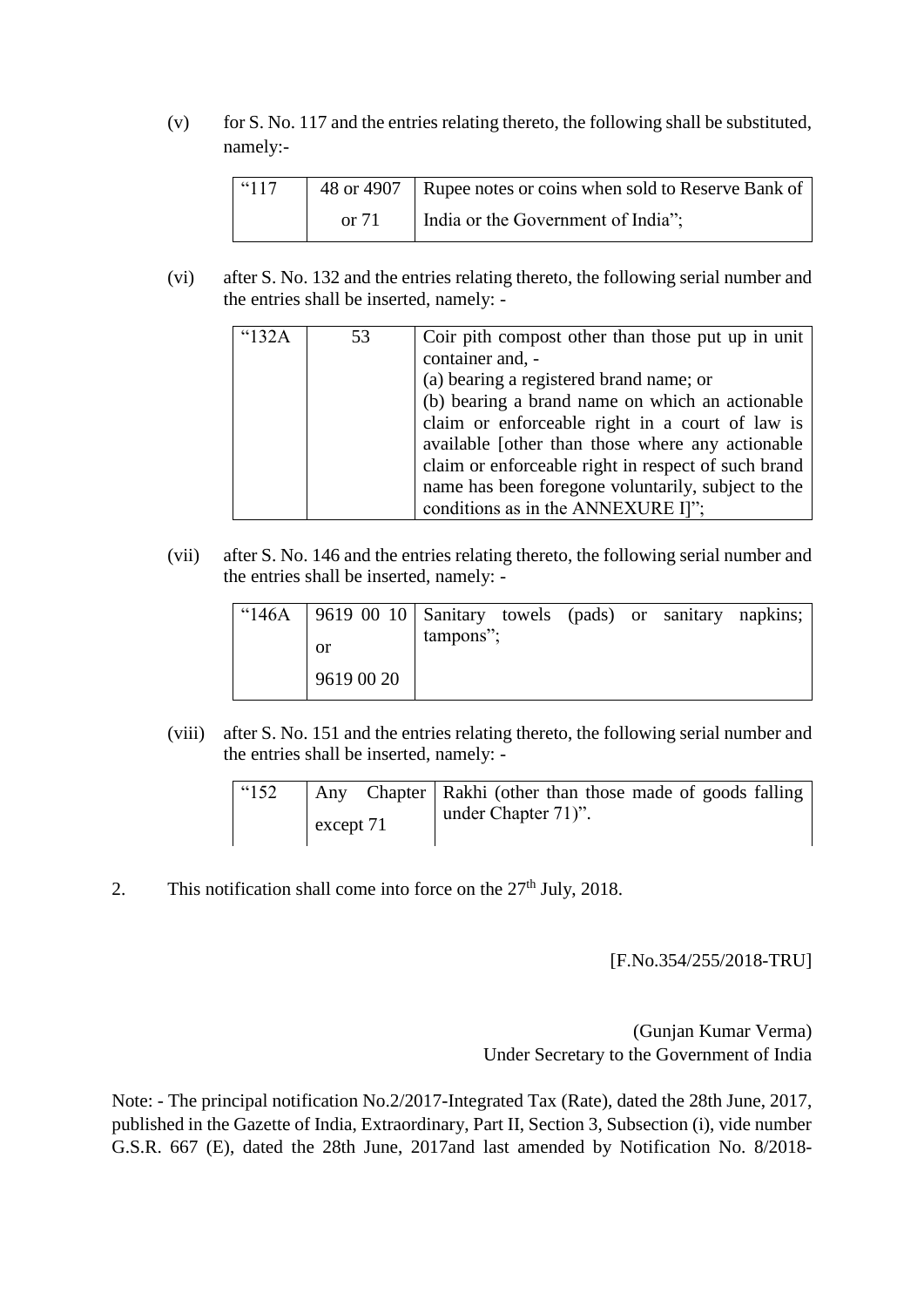(v) for S. No. 117 and the entries relating thereto, the following shall be substituted, namely:-

| | | |
|---|---|---|
| "117 | 48 or 4907 or 71 | Rupee notes or coins when sold to Reserve Bank of India or the Government of India"; |

(vi) after S. No. 132 and the entries relating thereto, the following serial number and the entries shall be inserted, namely: -

| | | |
|---|---|---|
| "132A | 53 | Coir pith compost other than those put up in unit container and, - (a) bearing a registered brand name; or (b) bearing a brand name on which an actionable claim or enforceable right in a court of law is available [other than those where any actionable claim or enforceable right in respect of such brand name has been foregone voluntarily, subject to the conditions as in the ANNEXURE I]"; |

(vii) after S. No. 146 and the entries relating thereto, the following serial number and the entries shall be inserted, namely: -

| | | |
|---|---|---|
| "146A | 9619 00 10 or 9619 00 20 | Sanitary towels (pads) or sanitary napkins; tampons"; |

(viii) after S. No. 151 and the entries relating thereto, the following serial number and the entries shall be inserted, namely: -

| | | |
|---|---|---|
| "152 | Any Chapter except 71 | Rakhi (other than those made of goods falling under Chapter 71)". |

2. This notification shall come into force on the 27th July, 2018.

[F.No.354/255/2018-TRU]

(Gunjan Kumar Verma)
Under Secretary to the Government of India

Note: - The principal notification No.2/2017-Integrated Tax (Rate), dated the 28th June, 2017, published in the Gazette of India, Extraordinary, Part II, Section 3, Subsection (i), vide number G.S.R. 667 (E), dated the 28th June, 2017and last amended by Notification No. 8/2018-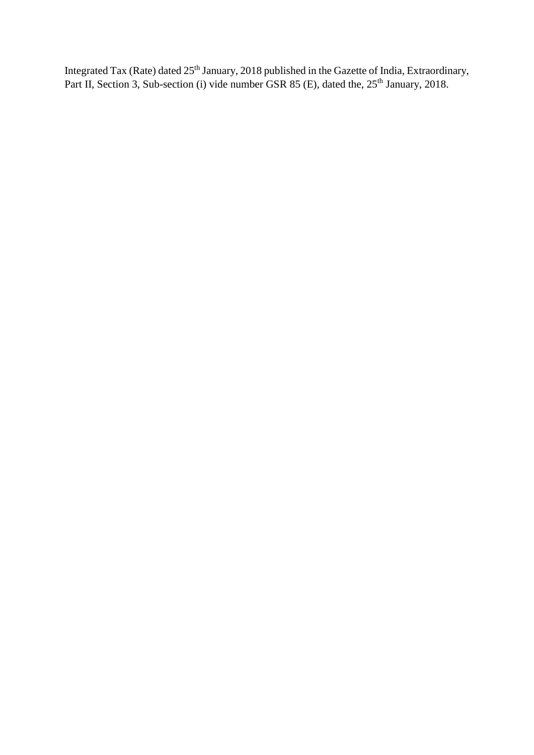Integrated Tax (Rate) dated 25th January, 2018 published in the Gazette of India, Extraordinary, Part II, Section 3, Sub-section (i) vide number GSR 85 (E), dated the, 25th January, 2018.